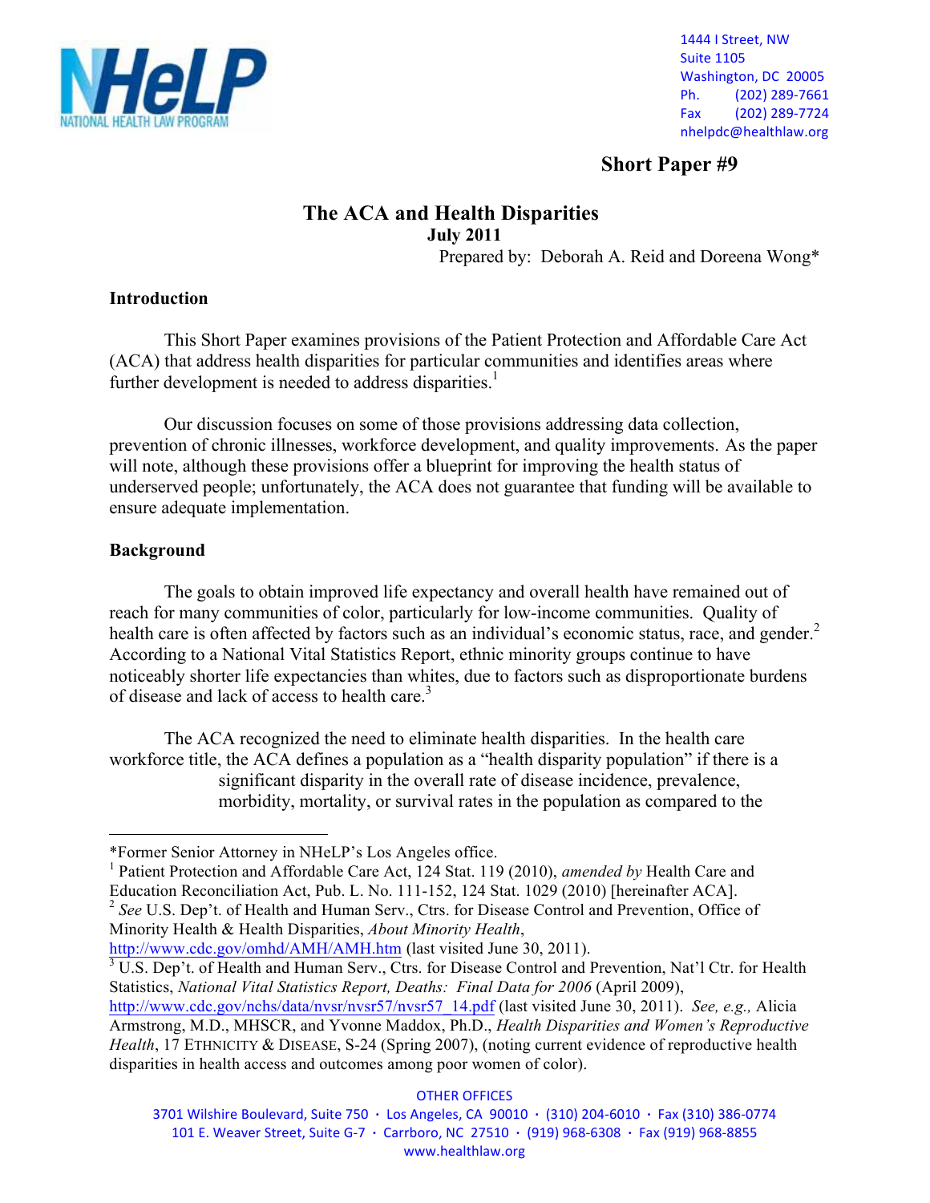NHeLP NATIONAL HEALTH LAW PROGRAM

1444 I Street, NW
Suite 1105
Washington, DC 20005
Ph. (202) 289-7661
Fax (202) 289-7724
nhelpdc@healthlaw.org

**Short Paper #9**

# The ACA and Health Disparities

**July 2011**

Prepared by: Deborah A. Reid and Doreena Wong*

## Introduction

This Short Paper examines provisions of the Patient Protection and Affordable Care Act (ACA) that address health disparities for particular communities and identifies areas where further development is needed to address disparities.[1]

Our discussion focuses on some of those provisions addressing data collection, prevention of chronic illnesses, workforce development, and quality improvements. As the paper will note, although these provisions offer a blueprint for improving the health status of underserved people; unfortunately, the ACA does not guarantee that funding will be available to ensure adequate implementation.

## Background

The goals to obtain improved life expectancy and overall health have remained out of reach for many communities of color, particularly for low-income communities. Quality of health care is often affected by factors such as an individual's economic status, race, and gender.[2] According to a National Vital Statistics Report, ethnic minority groups continue to have noticeably shorter life expectancies than whites, due to factors such as disproportionate burdens of disease and lack of access to health care.[3]

The ACA recognized the need to eliminate health disparities. In the health care workforce title, the ACA defines a population as a "health disparity population" if there is a

> significant disparity in the overall rate of disease incidence, prevalence, morbidity, mortality, or survival rates in the population as compared to the

---

*Former Senior Attorney in NHeLP's Los Angeles office.

[1] Patient Protection and Affordable Care Act, 124 Stat. 119 (2010), *amended by* Health Care and Education Reconciliation Act, Pub. L. No. 111-152, 124 Stat. 1029 (2010) [hereinafter ACA].

[2] *See* U.S. Dep't. of Health and Human Serv., Ctrs. for Disease Control and Prevention, Office of Minority Health & Health Disparities, *About Minority Health*, http://www.cdc.gov/omhd/AMH/AMH.htm (last visited June 30, 2011).

[3] U.S. Dep't. of Health and Human Serv., Ctrs. for Disease Control and Prevention, Nat'l Ctr. for Health Statistics, *National Vital Statistics Report, Deaths: Final Data for 2006* (April 2009), http://www.cdc.gov/nchs/data/nvsr/nvsr57/nvsr57_14.pdf (last visited June 30, 2011). *See, e.g.,* Alicia Armstrong, M.D., MHSCR, and Yvonne Maddox, Ph.D., *Health Disparities and Women's Reproductive Health*, 17 ETHNICITY & DISEASE, S-24 (Spring 2007), (noting current evidence of reproductive health disparities in health access and outcomes among poor women of color).

OTHER OFFICES
3701 Wilshire Boulevard, Suite 750 · Los Angeles, CA 90010 · (310) 204-6010 · Fax (310) 386-0774
101 E. Weaver Street, Suite G-7 · Carrboro, NC 27510 · (919) 968-6308 · Fax (919) 968-8855
www.healthlaw.org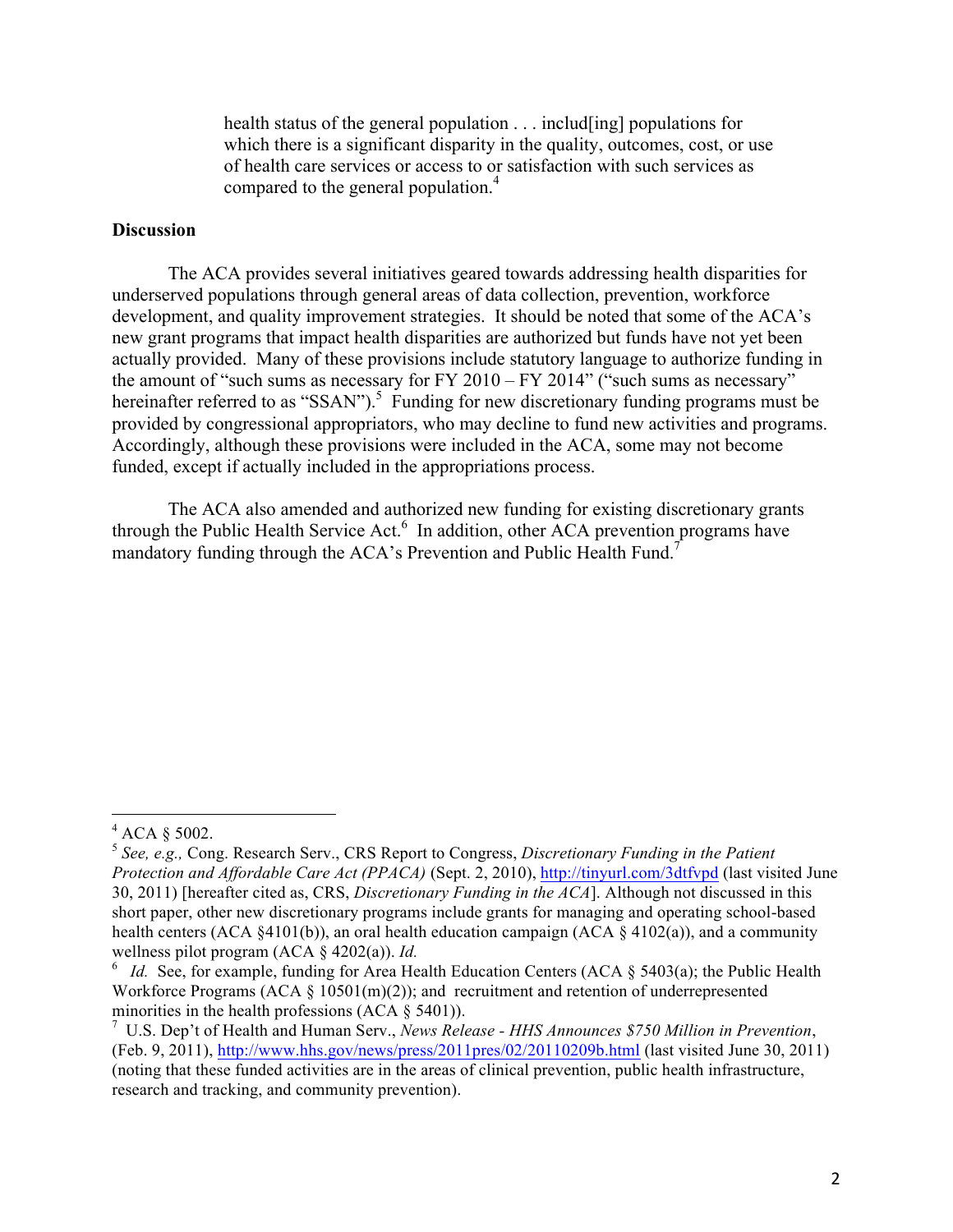> health status of the general population . . . includ[ing] populations for which there is a significant disparity in the quality, outcomes, cost, or use of health care services or access to or satisfaction with such services as compared to the general population.[4]

**Discussion**

The ACA provides several initiatives geared towards addressing health disparities for underserved populations through general areas of data collection, prevention, workforce development, and quality improvement strategies. It should be noted that some of the ACA's new grant programs that impact health disparities are authorized but funds have not yet been actually provided. Many of these provisions include statutory language to authorize funding in the amount of "such sums as necessary for FY 2010 – FY 2014" ("such sums as necessary" hereinafter referred to as "SSAN").[5] Funding for new discretionary funding programs must be provided by congressional appropriators, who may decline to fund new activities and programs. Accordingly, although these provisions were included in the ACA, some may not become funded, except if actually included in the appropriations process.

The ACA also amended and authorized new funding for existing discretionary grants through the Public Health Service Act.[6] In addition, other ACA prevention programs have mandatory funding through the ACA's Prevention and Public Health Fund.[7]

---

[4] ACA § 5002.

[5] *See, e.g.,* Cong. Research Serv., CRS Report to Congress, *Discretionary Funding in the Patient Protection and Affordable Care Act (PPACA)* (Sept. 2, 2010), http://tinyurl.com/3dtfvpd (last visited June 30, 2011) [hereafter cited as, CRS, *Discretionary Funding in the ACA*]. Although not discussed in this short paper, other new discretionary programs include grants for managing and operating school-based health centers (ACA §4101(b)), an oral health education campaign (ACA § 4102(a)), and a community wellness pilot program (ACA § 4202(a)). *Id.*

[6] *Id.* See, for example, funding for Area Health Education Centers (ACA § 5403(a); the Public Health Workforce Programs (ACA § 10501(m)(2)); and recruitment and retention of underrepresented minorities in the health professions (ACA § 5401)).

[7] U.S. Dep't of Health and Human Serv., *News Release - HHS Announces $750 Million in Prevention*, (Feb. 9, 2011), http://www.hhs.gov/news/press/2011pres/02/20110209b.html (last visited June 30, 2011) (noting that these funded activities are in the areas of clinical prevention, public health infrastructure, research and tracking, and community prevention).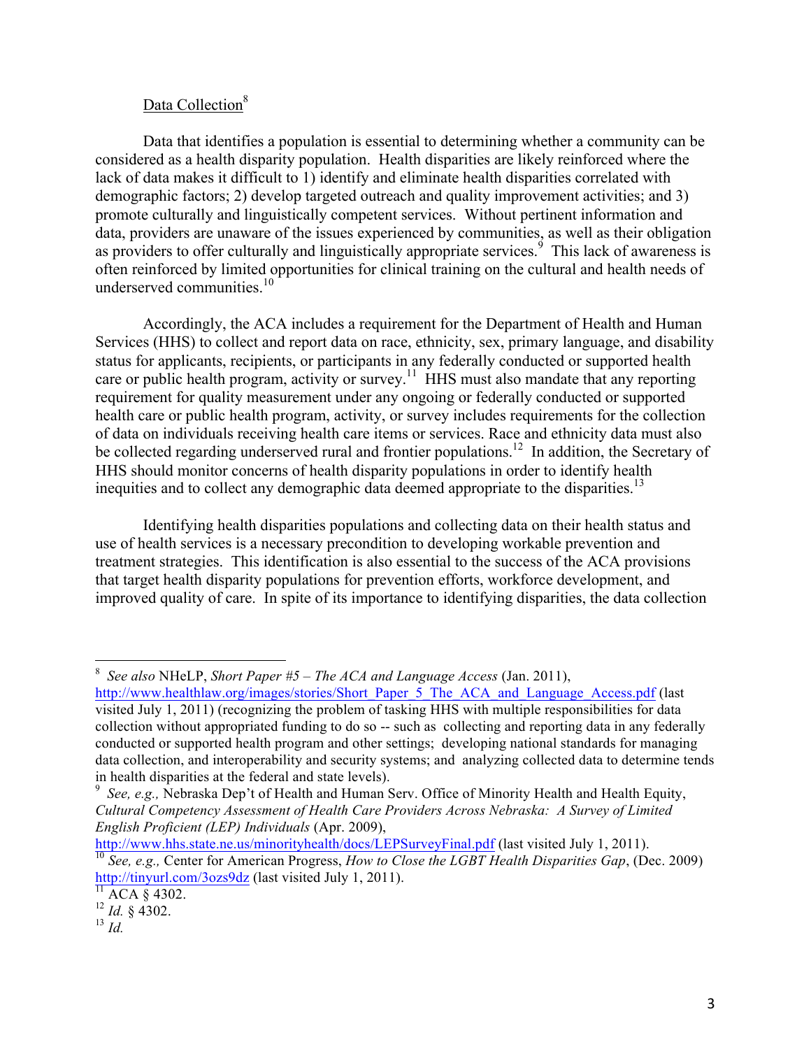Data Collection[8]

Data that identifies a population is essential to determining whether a community can be considered as a health disparity population. Health disparities are likely reinforced where the lack of data makes it difficult to 1) identify and eliminate health disparities correlated with demographic factors; 2) develop targeted outreach and quality improvement activities; and 3) promote culturally and linguistically competent services. Without pertinent information and data, providers are unaware of the issues experienced by communities, as well as their obligation as providers to offer culturally and linguistically appropriate services.[9] This lack of awareness is often reinforced by limited opportunities for clinical training on the cultural and health needs of underserved communities.[10]

Accordingly, the ACA includes a requirement for the Department of Health and Human Services (HHS) to collect and report data on race, ethnicity, sex, primary language, and disability status for applicants, recipients, or participants in any federally conducted or supported health care or public health program, activity or survey.[11] HHS must also mandate that any reporting requirement for quality measurement under any ongoing or federally conducted or supported health care or public health program, activity, or survey includes requirements for the collection of data on individuals receiving health care items or services. Race and ethnicity data must also be collected regarding underserved rural and frontier populations.[12] In addition, the Secretary of HHS should monitor concerns of health disparity populations in order to identify health inequities and to collect any demographic data deemed appropriate to the disparities.[13]

Identifying health disparities populations and collecting data on their health status and use of health services is a necessary precondition to developing workable prevention and treatment strategies. This identification is also essential to the success of the ACA provisions that target health disparity populations for prevention efforts, workforce development, and improved quality of care. In spite of its importance to identifying disparities, the data collection

---

[8] *See also* NHeLP, *Short Paper #5 – The ACA and Language Access* (Jan. 2011), http://www.healthlaw.org/images/stories/Short_Paper_5_The_ACA_and_Language_Access.pdf (last visited July 1, 2011) (recognizing the problem of tasking HHS with multiple responsibilities for data collection without appropriated funding to do so -- such as collecting and reporting data in any federally conducted or supported health program and other settings; developing national standards for managing data collection, and interoperability and security systems; and analyzing collected data to determine tends in health disparities at the federal and state levels).

[9] *See, e.g.,* Nebraska Dep't of Health and Human Serv. Office of Minority Health and Health Equity, *Cultural Competency Assessment of Health Care Providers Across Nebraska: A Survey of Limited English Proficient (LEP) Individuals* (Apr. 2009), http://www.hhs.state.ne.us/minorityhealth/docs/LEPSurveyFinal.pdf (last visited July 1, 2011).

[10] *See, e.g.,* Center for American Progress, *How to Close the LGBT Health Disparities Gap*, (Dec. 2009) http://tinyurl.com/3ozs9dz (last visited July 1, 2011).

[11] ACA § 4302.

[12] *Id.* § 4302.

[13] *Id.*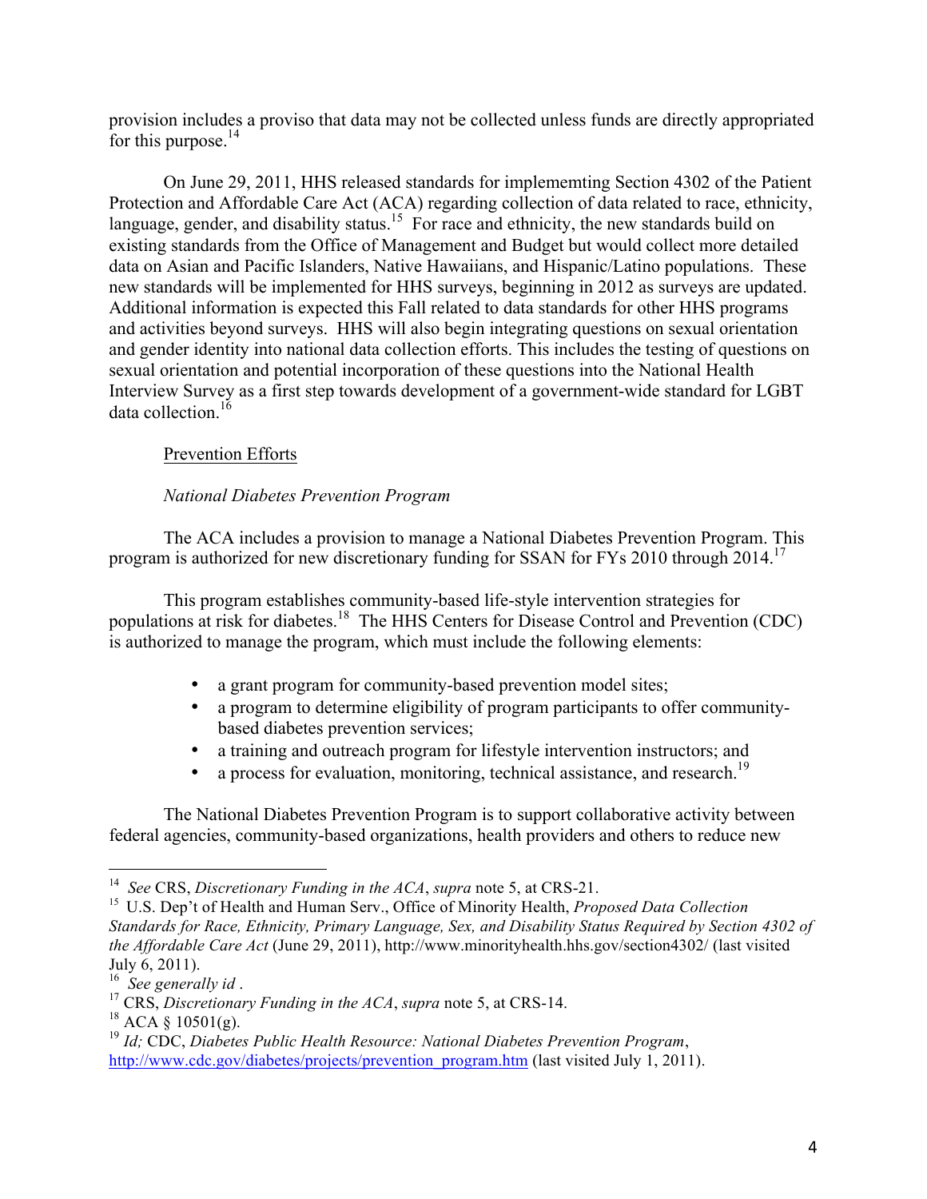provision includes a proviso that data may not be collected unless funds are directly appropriated for this purpose.[14]

On June 29, 2011, HHS released standards for implememting Section 4302 of the Patient Protection and Affordable Care Act (ACA) regarding collection of data related to race, ethnicity, language, gender, and disability status.[15] For race and ethnicity, the new standards build on existing standards from the Office of Management and Budget but would collect more detailed data on Asian and Pacific Islanders, Native Hawaiians, and Hispanic/Latino populations. These new standards will be implemented for HHS surveys, beginning in 2012 as surveys are updated. Additional information is expected this Fall related to data standards for other HHS programs and activities beyond surveys. HHS will also begin integrating questions on sexual orientation and gender identity into national data collection efforts. This includes the testing of questions on sexual orientation and potential incorporation of these questions into the National Health Interview Survey as a first step towards development of a government-wide standard for LGBT data collection.[16]

<u>Prevention Efforts</u>

*National Diabetes Prevention Program*

The ACA includes a provision to manage a National Diabetes Prevention Program. This program is authorized for new discretionary funding for SSAN for FYs 2010 through 2014.[17]

This program establishes community-based life-style intervention strategies for populations at risk for diabetes.[18] The HHS Centers for Disease Control and Prevention (CDC) is authorized to manage the program, which must include the following elements:

- a grant program for community-based prevention model sites;
- a program to determine eligibility of program participants to offer community-based diabetes prevention services;
- a training and outreach program for lifestyle intervention instructors; and
- a process for evaluation, monitoring, technical assistance, and research.[19]

The National Diabetes Prevention Program is to support collaborative activity between federal agencies, community-based organizations, health providers and others to reduce new

---

[14] *See* CRS, *Discretionary Funding in the ACA*, *supra* note 5, at CRS-21.

[15] U.S. Dep't of Health and Human Serv., Office of Minority Health, *Proposed Data Collection Standards for Race, Ethnicity, Primary Language, Sex, and Disability Status Required by Section 4302 of the Affordable Care Act* (June 29, 2011), http://www.minorityhealth.hhs.gov/section4302/ (last visited July 6, 2011).

[16] *See generally id* .

[17] CRS, *Discretionary Funding in the ACA*, *supra* note 5, at CRS-14.

[18] ACA § 10501(g).

[19] *Id;* CDC, *Diabetes Public Health Resource: National Diabetes Prevention Program*, http://www.cdc.gov/diabetes/projects/prevention_program.htm (last visited July 1, 2011).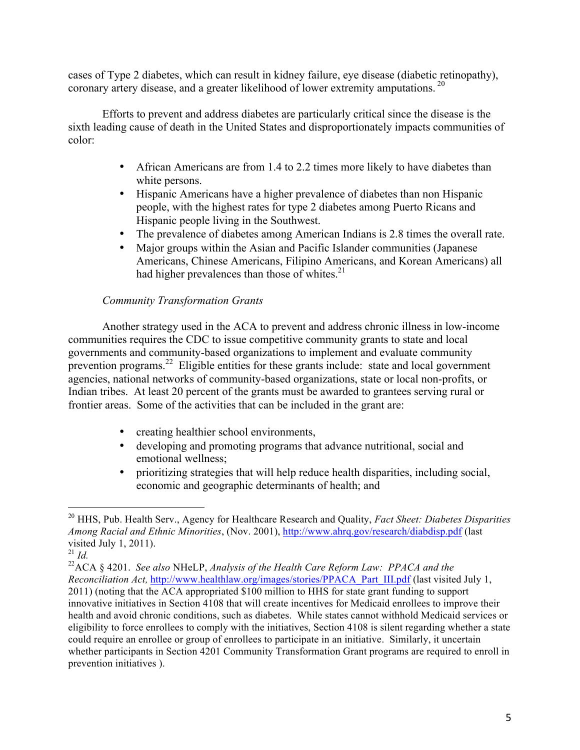cases of Type 2 diabetes, which can result in kidney failure, eye disease (diabetic retinopathy), coronary artery disease, and a greater likelihood of lower extremity amputations.[20]

Efforts to prevent and address diabetes are particularly critical since the disease is the sixth leading cause of death in the United States and disproportionately impacts communities of color:

- African Americans are from 1.4 to 2.2 times more likely to have diabetes than white persons.
- Hispanic Americans have a higher prevalence of diabetes than non Hispanic people, with the highest rates for type 2 diabetes among Puerto Ricans and Hispanic people living in the Southwest.
- The prevalence of diabetes among American Indians is 2.8 times the overall rate.
- Major groups within the Asian and Pacific Islander communities (Japanese Americans, Chinese Americans, Filipino Americans, and Korean Americans) all had higher prevalences than those of whites.[21]

*Community Transformation Grants*

Another strategy used in the ACA to prevent and address chronic illness in low-income communities requires the CDC to issue competitive community grants to state and local governments and community-based organizations to implement and evaluate community prevention programs.[22] Eligible entities for these grants include: state and local government agencies, national networks of community-based organizations, state or local non-profits, or Indian tribes. At least 20 percent of the grants must be awarded to grantees serving rural or frontier areas. Some of the activities that can be included in the grant are:

- creating healthier school environments,
- developing and promoting programs that advance nutritional, social and emotional wellness;
- prioritizing strategies that will help reduce health disparities, including social, economic and geographic determinants of health; and

---

[20] HHS, Pub. Health Serv., Agency for Healthcare Research and Quality, *Fact Sheet: Diabetes Disparities Among Racial and Ethnic Minorities*, (Nov. 2001), http://www.ahrq.gov/research/diabdisp.pdf (last visited July 1, 2011).

[21] *Id.*

[22] ACA § 4201. *See also* NHeLP, *Analysis of the Health Care Reform Law: PPACA and the Reconciliation Act,* http://www.healthlaw.org/images/stories/PPACA_Part_III.pdf (last visited July 1, 2011) (noting that the ACA appropriated $100 million to HHS for state grant funding to support innovative initiatives in Section 4108 that will create incentives for Medicaid enrollees to improve their health and avoid chronic conditions, such as diabetes. While states cannot withhold Medicaid services or eligibility to force enrollees to comply with the initiatives, Section 4108 is silent regarding whether a state could require an enrollee or group of enrollees to participate in an initiative. Similarly, it uncertain whether participants in Section 4201 Community Transformation Grant programs are required to enroll in prevention initiatives ).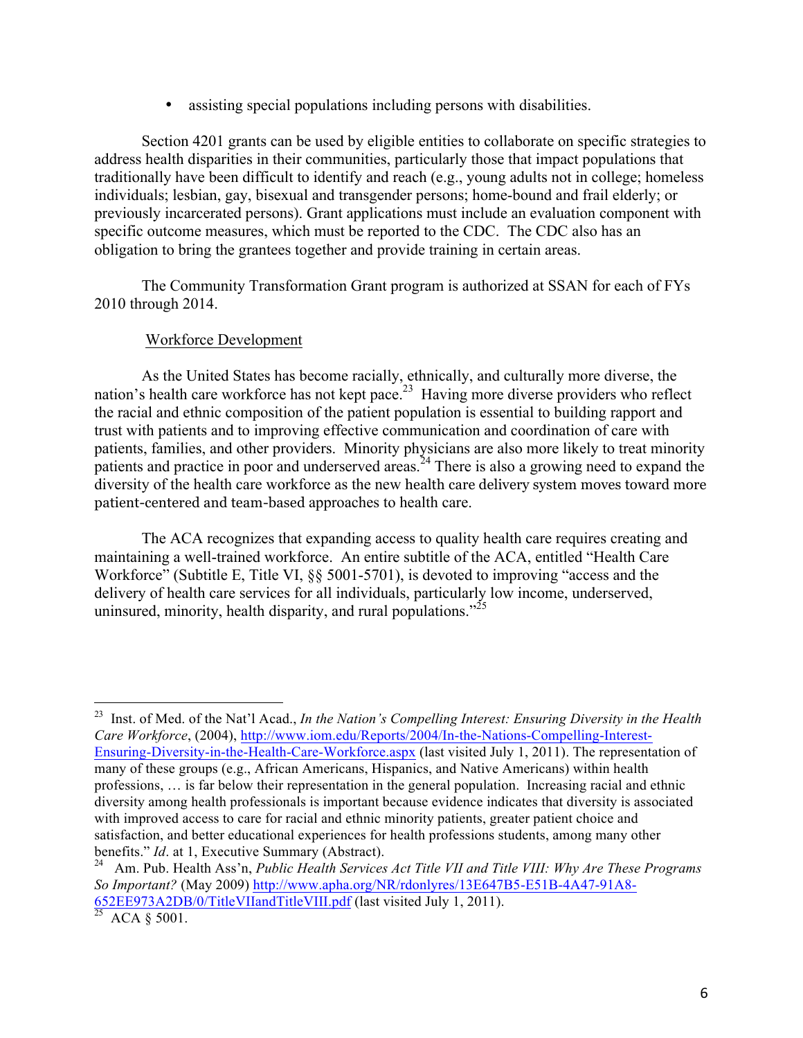- assisting special populations including persons with disabilities.

Section 4201 grants can be used by eligible entities to collaborate on specific strategies to address health disparities in their communities, particularly those that impact populations that traditionally have been difficult to identify and reach (e.g., young adults not in college; homeless individuals; lesbian, gay, bisexual and transgender persons; home-bound and frail elderly; or previously incarcerated persons). Grant applications must include an evaluation component with specific outcome measures, which must be reported to the CDC. The CDC also has an obligation to bring the grantees together and provide training in certain areas.

The Community Transformation Grant program is authorized at SSAN for each of FYs 2010 through 2014.

Workforce Development

As the United States has become racially, ethnically, and culturally more diverse, the nation's health care workforce has not kept pace.[23] Having more diverse providers who reflect the racial and ethnic composition of the patient population is essential to building rapport and trust with patients and to improving effective communication and coordination of care with patients, families, and other providers. Minority physicians are also more likely to treat minority patients and practice in poor and underserved areas.[24] There is also a growing need to expand the diversity of the health care workforce as the new health care delivery system moves toward more patient-centered and team-based approaches to health care.

The ACA recognizes that expanding access to quality health care requires creating and maintaining a well-trained workforce. An entire subtitle of the ACA, entitled "Health Care Workforce" (Subtitle E, Title VI, §§ 5001-5701), is devoted to improving "access and the delivery of health care services for all individuals, particularly low income, underserved, uninsured, minority, health disparity, and rural populations."[25]

---

[23] Inst. of Med. of the Nat'l Acad., *In the Nation's Compelling Interest: Ensuring Diversity in the Health Care Workforce*, (2004), http://www.iom.edu/Reports/2004/In-the-Nations-Compelling-Interest-Ensuring-Diversity-in-the-Health-Care-Workforce.aspx (last visited July 1, 2011). The representation of many of these groups (e.g., African Americans, Hispanics, and Native Americans) within health professions, … is far below their representation in the general population. Increasing racial and ethnic diversity among health professionals is important because evidence indicates that diversity is associated with improved access to care for racial and ethnic minority patients, greater patient choice and satisfaction, and better educational experiences for health professions students, among many other benefits." *Id*. at 1, Executive Summary (Abstract).

[24] Am. Pub. Health Ass'n, *Public Health Services Act Title VII and Title VIII: Why Are These Programs So Important?* (May 2009) http://www.apha.org/NR/rdonlyres/13E647B5-E51B-4A47-91A8-652EE973A2DB/0/TitleVIIandTitleVIII.pdf (last visited July 1, 2011).

[25] ACA § 5001.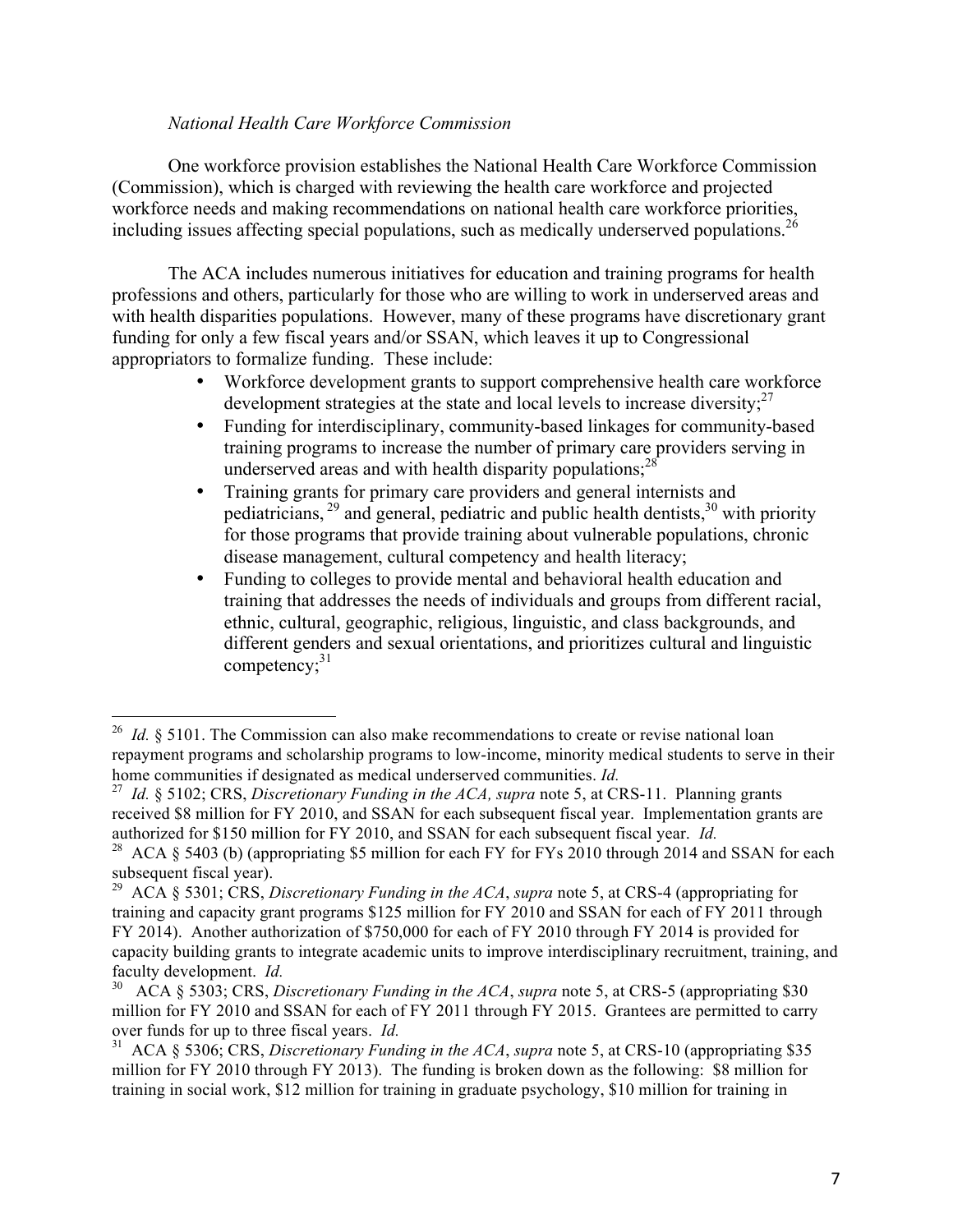*National Health Care Workforce Commission*

One workforce provision establishes the National Health Care Workforce Commission (Commission), which is charged with reviewing the health care workforce and projected workforce needs and making recommendations on national health care workforce priorities, including issues affecting special populations, such as medically underserved populations.[26]

The ACA includes numerous initiatives for education and training programs for health professions and others, particularly for those who are willing to work in underserved areas and with health disparities populations. However, many of these programs have discretionary grant funding for only a few fiscal years and/or SSAN, which leaves it up to Congressional appropriators to formalize funding. These include:

- Workforce development grants to support comprehensive health care workforce development strategies at the state and local levels to increase diversity;[27]
- Funding for interdisciplinary, community-based linkages for community-based training programs to increase the number of primary care providers serving in underserved areas and with health disparity populations;[28]
- Training grants for primary care providers and general internists and pediatricians, [29] and general, pediatric and public health dentists,[30] with priority for those programs that provide training about vulnerable populations, chronic disease management, cultural competency and health literacy;
- Funding to colleges to provide mental and behavioral health education and training that addresses the needs of individuals and groups from different racial, ethnic, cultural, geographic, religious, linguistic, and class backgrounds, and different genders and sexual orientations, and prioritizes cultural and linguistic competency;[31]

---

[26] *Id.* § 5101. The Commission can also make recommendations to create or revise national loan repayment programs and scholarship programs to low-income, minority medical students to serve in their home communities if designated as medical underserved communities. *Id.*

[27] *Id.* § 5102; CRS, *Discretionary Funding in the ACA, supra* note 5, at CRS-11. Planning grants received $8 million for FY 2010, and SSAN for each subsequent fiscal year. Implementation grants are authorized for $150 million for FY 2010, and SSAN for each subsequent fiscal year. *Id.*

[28] ACA § 5403 (b) (appropriating $5 million for each FY for FYs 2010 through 2014 and SSAN for each subsequent fiscal year).

[29] ACA § 5301; CRS, *Discretionary Funding in the ACA*, *supra* note 5, at CRS-4 (appropriating for training and capacity grant programs $125 million for FY 2010 and SSAN for each of FY 2011 through FY 2014). Another authorization of $750,000 for each of FY 2010 through FY 2014 is provided for capacity building grants to integrate academic units to improve interdisciplinary recruitment, training, and faculty development. *Id.*

[30] ACA § 5303; CRS, *Discretionary Funding in the ACA*, *supra* note 5, at CRS-5 (appropriating $30 million for FY 2010 and SSAN for each of FY 2011 through FY 2015. Grantees are permitted to carry over funds for up to three fiscal years. *Id.*

[31] ACA § 5306; CRS, *Discretionary Funding in the ACA*, *supra* note 5, at CRS-10 (appropriating $35 million for FY 2010 through FY 2013). The funding is broken down as the following: $8 million for training in social work, $12 million for training in graduate psychology, $10 million for training in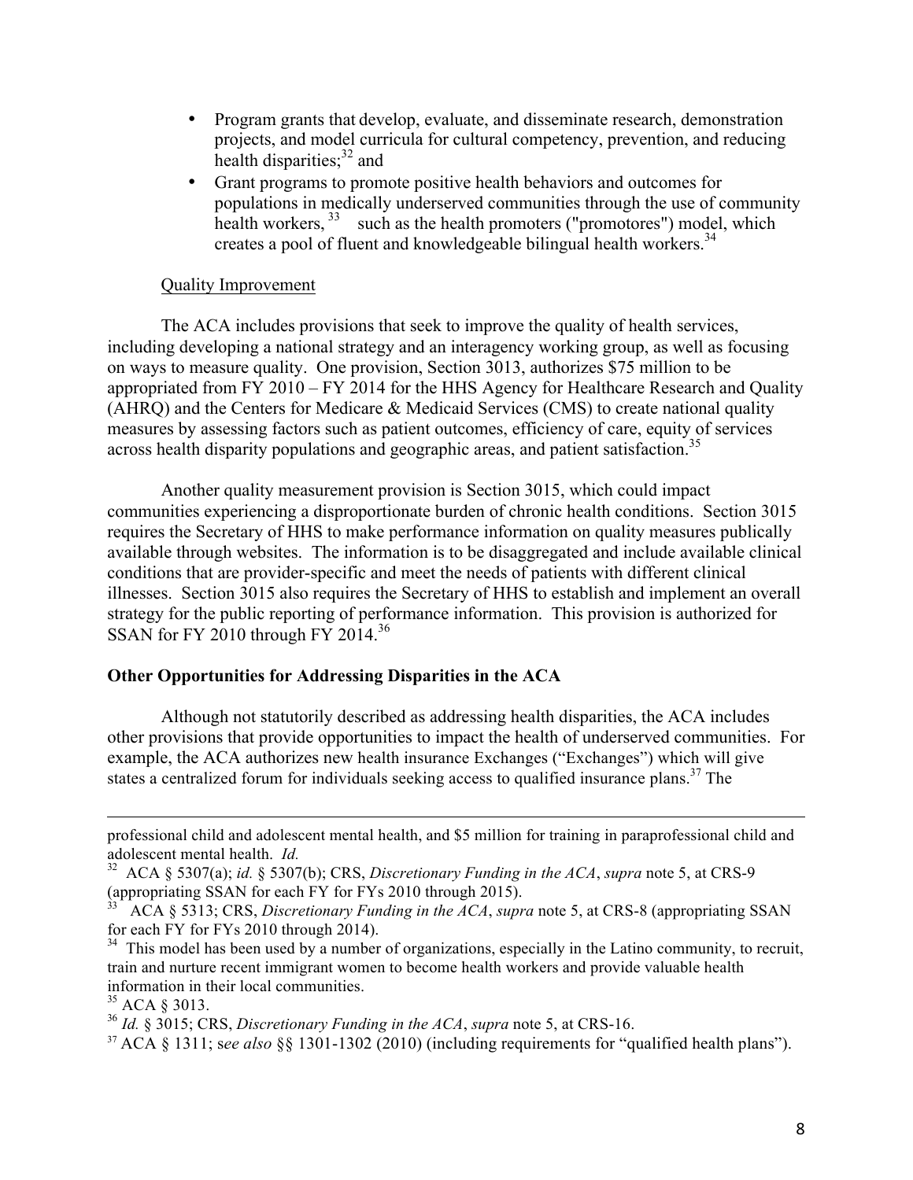- Program grants that develop, evaluate, and disseminate research, demonstration projects, and model curricula for cultural competency, prevention, and reducing health disparities;[32] and
- Grant programs to promote positive health behaviors and outcomes for populations in medically underserved communities through the use of community health workers, [33] such as the health promoters ("promotores") model, which creates a pool of fluent and knowledgeable bilingual health workers.[34]

Quality Improvement

The ACA includes provisions that seek to improve the quality of health services, including developing a national strategy and an interagency working group, as well as focusing on ways to measure quality. One provision, Section 3013, authorizes $75 million to be appropriated from FY 2010 – FY 2014 for the HHS Agency for Healthcare Research and Quality (AHRQ) and the Centers for Medicare & Medicaid Services (CMS) to create national quality measures by assessing factors such as patient outcomes, efficiency of care, equity of services across health disparity populations and geographic areas, and patient satisfaction.[35]

Another quality measurement provision is Section 3015, which could impact communities experiencing a disproportionate burden of chronic health conditions. Section 3015 requires the Secretary of HHS to make performance information on quality measures publically available through websites. The information is to be disaggregated and include available clinical conditions that are provider-specific and meet the needs of patients with different clinical illnesses. Section 3015 also requires the Secretary of HHS to establish and implement an overall strategy for the public reporting of performance information. This provision is authorized for SSAN for FY 2010 through FY 2014.[36]

**Other Opportunities for Addressing Disparities in the ACA**

Although not statutorily described as addressing health disparities, the ACA includes other provisions that provide opportunities to impact the health of underserved communities. For example, the ACA authorizes new health insurance Exchanges ("Exchanges") which will give states a centralized forum for individuals seeking access to qualified insurance plans.[37] The

---

professional child and adolescent mental health, and $5 million for training in paraprofessional child and adolescent mental health. *Id.*

[32] ACA § 5307(a); *id.* § 5307(b); CRS, *Discretionary Funding in the ACA*, *supra* note 5, at CRS-9 (appropriating SSAN for each FY for FYs 2010 through 2015).

[33] ACA § 5313; CRS, *Discretionary Funding in the ACA*, *supra* note 5, at CRS-8 (appropriating SSAN for each FY for FYs 2010 through 2014).

[34] This model has been used by a number of organizations, especially in the Latino community, to recruit, train and nurture recent immigrant women to become health workers and provide valuable health information in their local communities.

[35] ACA § 3013.

[36] *Id.* § 3015; CRS, *Discretionary Funding in the ACA*, *supra* note 5, at CRS-16.

[37] ACA § 1311; s*ee also* §§ 1301-1302 (2010) (including requirements for "qualified health plans").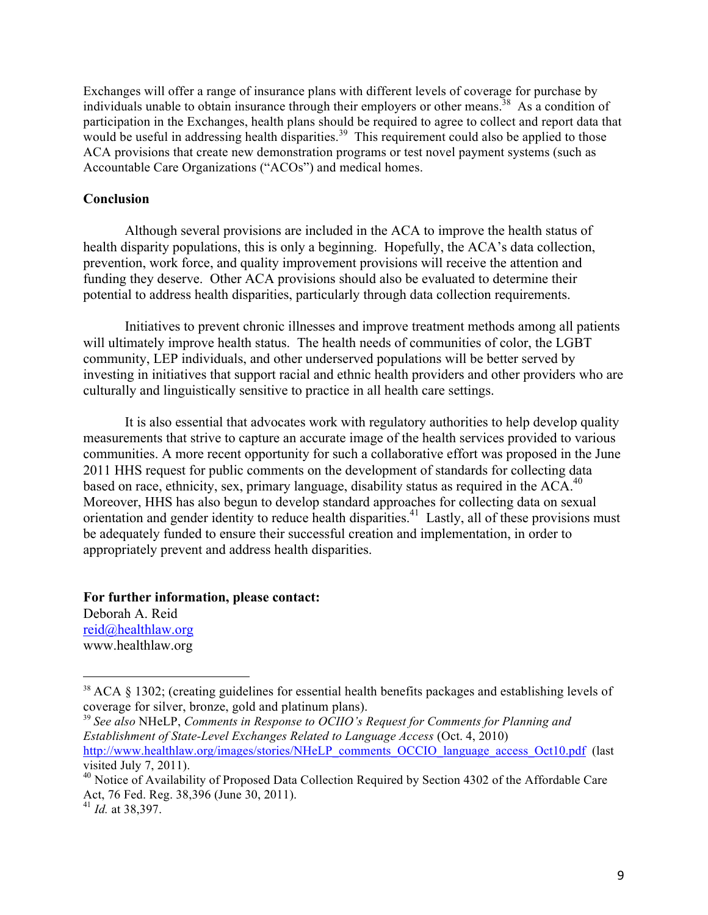Exchanges will offer a range of insurance plans with different levels of coverage for purchase by individuals unable to obtain insurance through their employers or other means.[38] As a condition of participation in the Exchanges, health plans should be required to agree to collect and report data that would be useful in addressing health disparities.[39] This requirement could also be applied to those ACA provisions that create new demonstration programs or test novel payment systems (such as Accountable Care Organizations ("ACOs") and medical homes.

**Conclusion**

Although several provisions are included in the ACA to improve the health status of health disparity populations, this is only a beginning. Hopefully, the ACA's data collection, prevention, work force, and quality improvement provisions will receive the attention and funding they deserve. Other ACA provisions should also be evaluated to determine their potential to address health disparities, particularly through data collection requirements.

Initiatives to prevent chronic illnesses and improve treatment methods among all patients will ultimately improve health status. The health needs of communities of color, the LGBT community, LEP individuals, and other underserved populations will be better served by investing in initiatives that support racial and ethnic health providers and other providers who are culturally and linguistically sensitive to practice in all health care settings.

It is also essential that advocates work with regulatory authorities to help develop quality measurements that strive to capture an accurate image of the health services provided to various communities. A more recent opportunity for such a collaborative effort was proposed in the June 2011 HHS request for public comments on the development of standards for collecting data based on race, ethnicity, sex, primary language, disability status as required in the ACA.[40] Moreover, HHS has also begun to develop standard approaches for collecting data on sexual orientation and gender identity to reduce health disparities.[41] Lastly, all of these provisions must be adequately funded to ensure their successful creation and implementation, in order to appropriately prevent and address health disparities.

**For further information, please contact:**
Deborah A. Reid
reid@healthlaw.org
www.healthlaw.org

---

[38] ACA § 1302; (creating guidelines for essential health benefits packages and establishing levels of coverage for silver, bronze, gold and platinum plans).

[39] *See also* NHeLP, *Comments in Response to OCIIO's Request for Comments for Planning and Establishment of State-Level Exchanges Related to Language Access* (Oct. 4, 2010) http://www.healthlaw.org/images/stories/NHeLP_comments_OCCIO_language_access_Oct10.pdf (last visited July 7, 2011).

[40] Notice of Availability of Proposed Data Collection Required by Section 4302 of the Affordable Care Act, 76 Fed. Reg. 38,396 (June 30, 2011).

[41] *Id.* at 38,397.